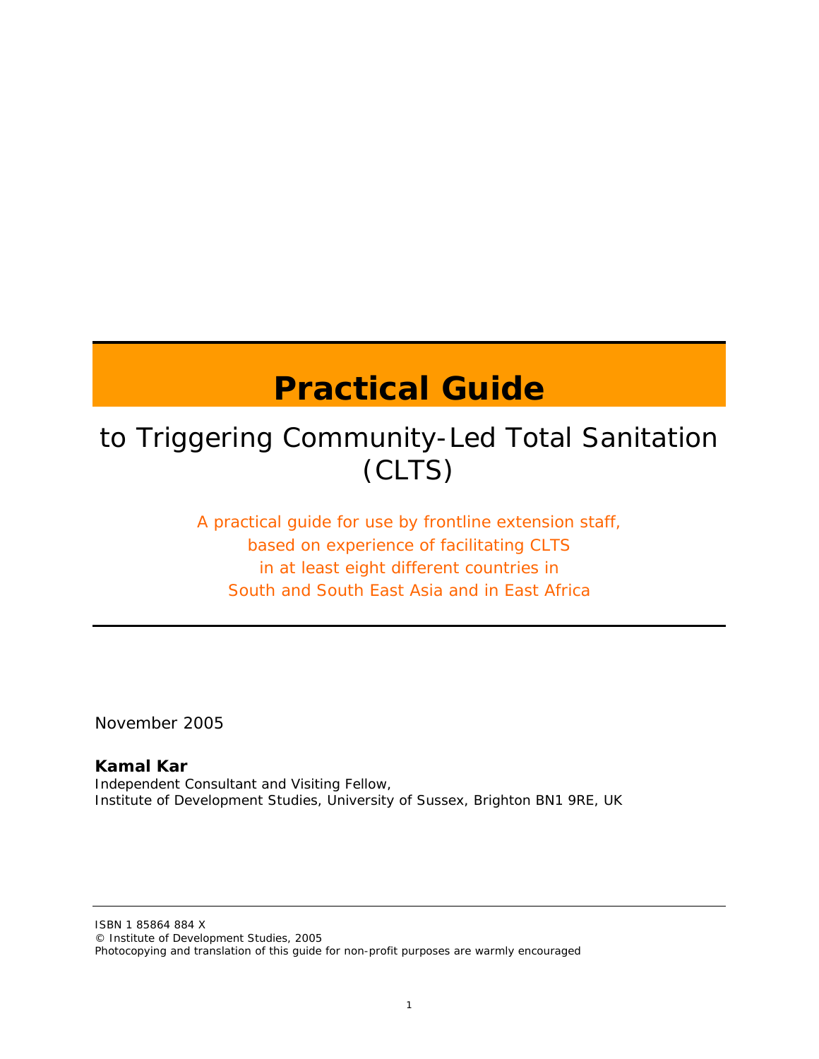# Practical Guide

## to Triggering Community-Led Total Sanitation (CLTS)

A practical guide for use by frontline extension staff,
based on experience of facilitating CLTS
in at least eight different countries in
South and South East Asia and in East Africa

November 2005

**Kamal Kar**
Independent Consultant and Visiting Fellow,
Institute of Development Studies, University of Sussex, Brighton BN1 9RE, UK

ISBN 1 85864 884 X
© Institute of Development Studies, 2005
Photocopying and translation of this guide for non-profit purposes are warmly encouraged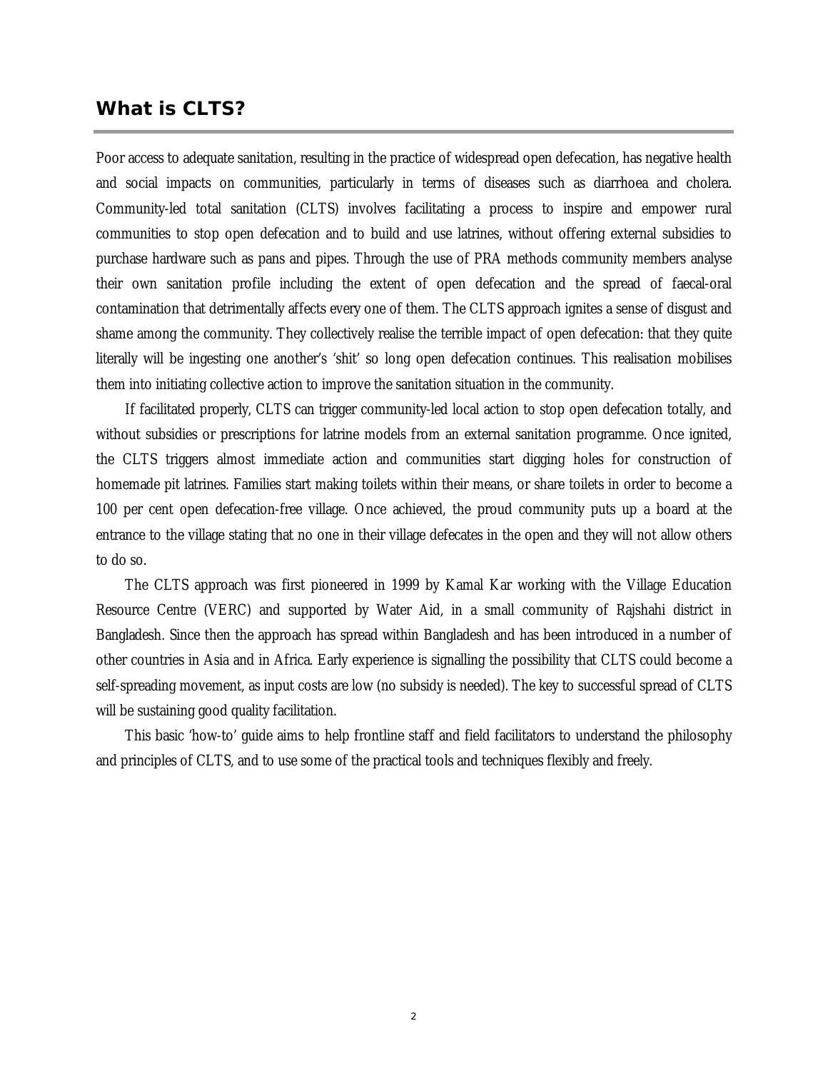## What is CLTS?

Poor access to adequate sanitation, resulting in the practice of widespread open defecation, has negative health and social impacts on communities, particularly in terms of diseases such as diarrhoea and cholera. Community-led total sanitation (CLTS) involves facilitating a process to inspire and empower rural communities to stop open defecation and to build and use latrines, without offering external subsidies to purchase hardware such as pans and pipes. Through the use of PRA methods community members analyse their own sanitation profile including the extent of open defecation and the spread of faecal-oral contamination that detrimentally affects every one of them. The CLTS approach ignites a sense of disgust and shame among the community. They collectively realise the terrible impact of open defecation: that they quite literally will be ingesting one another's 'shit' so long open defecation continues. This realisation mobilises them into initiating collective action to improve the sanitation situation in the community.

If facilitated properly, CLTS can trigger community-led local action to stop open defecation totally, and without subsidies or prescriptions for latrine models from an external sanitation programme. Once ignited, the CLTS triggers almost immediate action and communities start digging holes for construction of homemade pit latrines. Families start making toilets within their means, or share toilets in order to become a 100 per cent open defecation-free village. Once achieved, the proud community puts up a board at the entrance to the village stating that no one in their village defecates in the open and they will not allow others to do so.

The CLTS approach was first pioneered in 1999 by Kamal Kar working with the Village Education Resource Centre (VERC) and supported by Water Aid, in a small community of Rajshahi district in Bangladesh. Since then the approach has spread within Bangladesh and has been introduced in a number of other countries in Asia and in Africa. Early experience is signalling the possibility that CLTS could become a self-spreading movement, as input costs are low (no subsidy is needed). The key to successful spread of CLTS will be sustaining good quality facilitation.

This basic 'how-to' guide aims to help frontline staff and field facilitators to understand the philosophy and principles of CLTS, and to use some of the practical tools and techniques flexibly and freely.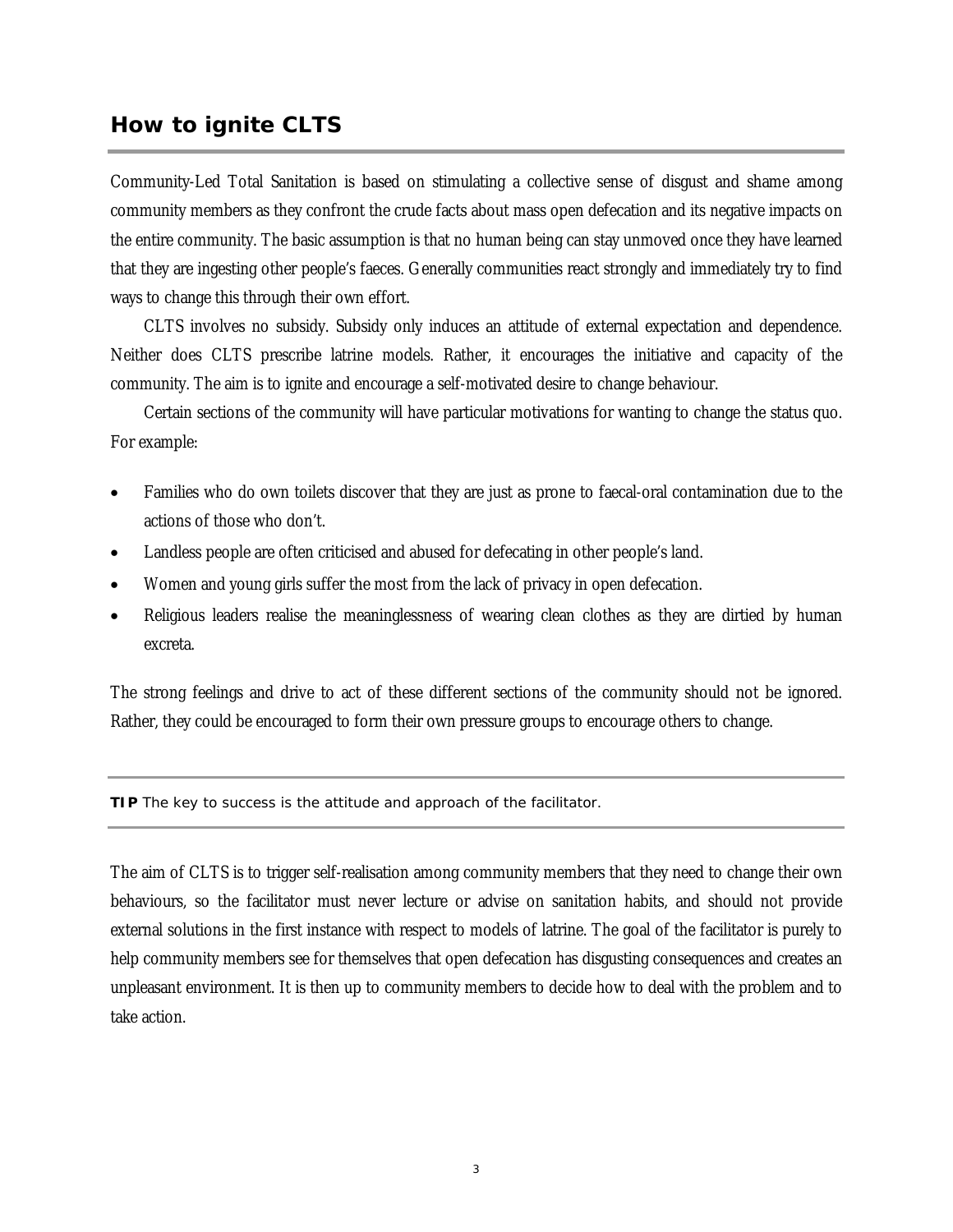## How to ignite CLTS

Community-Led Total Sanitation is based on stimulating a collective sense of disgust and shame among community members as they confront the crude facts about mass open defecation and its negative impacts on the entire community. The basic assumption is that no human being can stay unmoved once they have learned that they are ingesting other people's faeces. Generally communities react strongly and immediately try to find ways to change this through their own effort.

CLTS involves no subsidy. Subsidy only induces an attitude of external expectation and dependence. Neither does CLTS prescribe latrine models. Rather, it encourages the initiative and capacity of the community. The aim is to ignite and encourage a self-motivated desire to change behaviour.

Certain sections of the community will have particular motivations for wanting to change the status quo. For example:

- Families who do own toilets discover that they are just as prone to faecal-oral contamination due to the actions of those who don't.
- Landless people are often criticised and abused for defecating in other people's land.
- Women and young girls suffer the most from the lack of privacy in open defecation.
- Religious leaders realise the meaninglessness of wearing clean clothes as they are dirtied by human excreta.

The strong feelings and drive to act of these different sections of the community should not be ignored. Rather, they could be encouraged to form their own pressure groups to encourage others to change.

---

**TIP** The key to success is the attitude and approach of the facilitator.

---

The aim of CLTS is to trigger self-realisation among community members that they need to change their own behaviours, so the facilitator must never lecture or advise on sanitation habits, and should not provide external solutions in the first instance with respect to models of latrine. The goal of the facilitator is purely to help community members see for themselves that open defecation has disgusting consequences and creates an unpleasant environment. It is then up to community members to decide how to deal with the problem and to take action.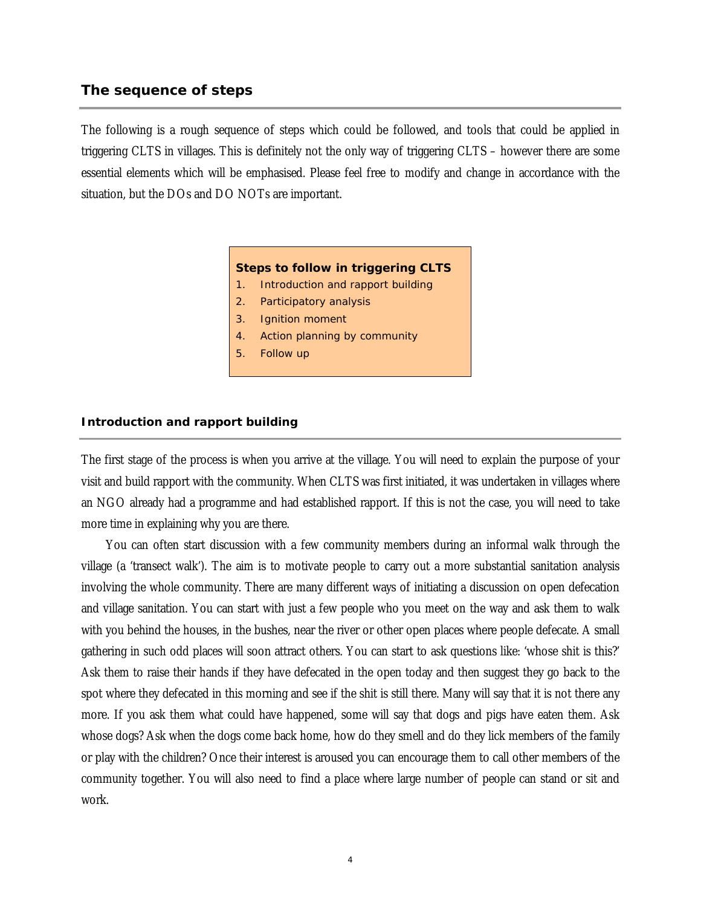## The sequence of steps

The following is a rough sequence of steps which could be followed, and tools that could be applied in triggering CLTS in villages. This is definitely not the only way of triggering CLTS – however there are some essential elements which will be emphasised. Please feel free to modify and change in accordance with the situation, but the DOs and DO NOTs are important.

**Steps to follow in triggering CLTS**

1. Introduction and rapport building
2. Participatory analysis
3. Ignition moment
4. Action planning by community
5. Follow up

### Introduction and rapport building

The first stage of the process is when you arrive at the village. You will need to explain the purpose of your visit and build rapport with the community. When CLTS was first initiated, it was undertaken in villages where an NGO already had a programme and had established rapport. If this is not the case, you will need to take more time in explaining why you are there.

You can often start discussion with a few community members during an informal walk through the village (a 'transect walk'). The aim is to motivate people to carry out a more substantial sanitation analysis involving the whole community. There are many different ways of initiating a discussion on open defecation and village sanitation. You can start with just a few people who you meet on the way and ask them to walk with you behind the houses, in the bushes, near the river or other open places where people defecate. A small gathering in such odd places will soon attract others. You can start to ask questions like: 'whose shit is this?' Ask them to raise their hands if they have defecated in the open today and then suggest they go back to the spot where they defecated in this morning and see if the shit is still there. Many will say that it is not there any more. If you ask them what could have happened, some will say that dogs and pigs have eaten them. Ask whose dogs? Ask when the dogs come back home, how do they smell and do they lick members of the family or play with the children? Once their interest is aroused you can encourage them to call other members of the community together. You will also need to find a place where large number of people can stand or sit and work.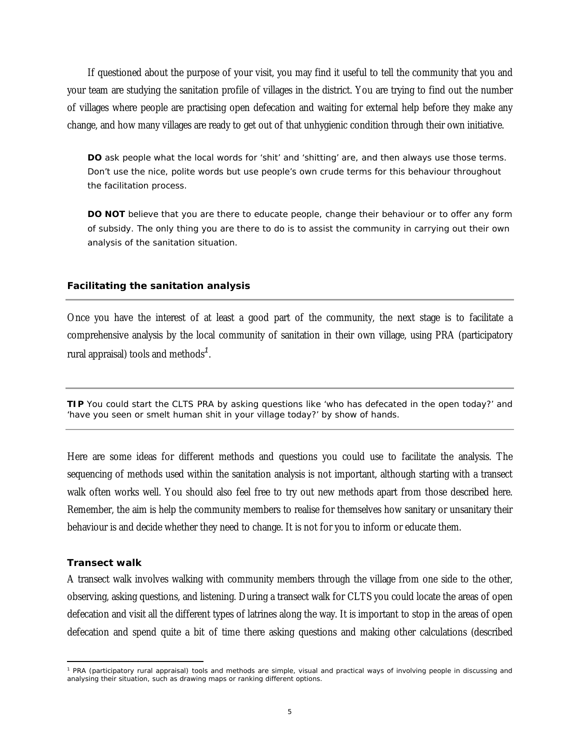If questioned about the purpose of your visit, you may find it useful to tell the community that you and your team are studying the sanitation profile of villages in the district. You are trying to find out the number of villages where people are practising open defecation and waiting for external help before they make any change, and how many villages are ready to get out of that unhygienic condition through their own initiative.

**DO** ask people what the local words for 'shit' and 'shitting' are, and then always use those terms. Don't use the nice, polite words but use people's own crude terms for this behaviour throughout the facilitation process.

**DO NOT** believe that you are there to educate people, change their behaviour or to offer any form of subsidy. The only thing you are there to do is to assist the community in carrying out their own analysis of the sanitation situation.

## Facilitating the sanitation analysis

Once you have the interest of at least a good part of the community, the next stage is to facilitate a comprehensive analysis by the local community of sanitation in their own village, using PRA (participatory rural appraisal) tools and methods[1].

**TIP** You could start the CLTS PRA by asking questions like 'who has defecated in the open today?' and 'have you seen or smelt human shit in your village today?' by show of hands.

Here are some ideas for different methods and questions you could use to facilitate the analysis. The sequencing of methods used within the sanitation analysis is not important, although starting with a transect walk often works well. You should also feel free to try out new methods apart from those described here. Remember, the aim is help the community members to realise for themselves how sanitary or unsanitary their behaviour is and decide whether they need to change. It is not for you to inform or educate them.

### Transect walk

A transect walk involves walking with community members through the village from one side to the other, observing, asking questions, and listening. During a transect walk for CLTS you could locate the areas of open defecation and visit all the different types of latrines along the way. It is important to stop in the areas of open defecation and spend quite a bit of time there asking questions and making other calculations (described

[1] PRA (participatory rural appraisal) tools and methods are simple, visual and practical ways of involving people in discussing and analysing their situation, such as drawing maps or ranking different options.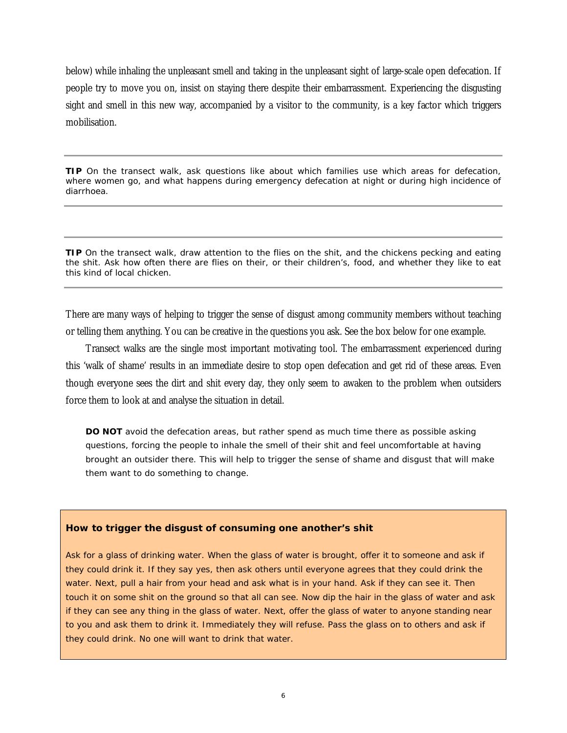below) while inhaling the unpleasant smell and taking in the unpleasant sight of large-scale open defecation. If people try to move you on, insist on staying there despite their embarrassment. Experiencing the disgusting sight and smell in this new way, accompanied by a visitor to the community, is a key factor which triggers mobilisation.

---

**TIP** On the transect walk, ask questions like about which families use which areas for defecation, where women go, and what happens during emergency defecation at night or during high incidence of diarrhoea.

---

---

**TIP** On the transect walk, draw attention to the flies on the shit, and the chickens pecking and eating the shit. Ask how often there are flies on their, or their children's, food, and whether they like to eat this kind of local chicken.

---

There are many ways of helping to trigger the sense of disgust among community members without teaching or telling them anything. You can be creative in the questions you ask. See the box below for one example.

Transect walks are the single most important motivating tool. The embarrassment experienced during this 'walk of shame' results in an immediate desire to stop open defecation and get rid of these areas. Even though everyone sees the dirt and shit every day, they only seem to awaken to the problem when outsiders force them to look at and analyse the situation in detail.

**DO NOT** avoid the defecation areas, but rather spend as much time there as possible asking questions, forcing the people to inhale the smell of their shit and feel uncomfortable at having brought an outsider there. This will help to trigger the sense of shame and disgust that will make them want to do something to change.

**How to trigger the disgust of consuming one another's shit**

Ask for a glass of drinking water. When the glass of water is brought, offer it to someone and ask if they could drink it. If they say yes, then ask others until everyone agrees that they could drink the water. Next, pull a hair from your head and ask what is in your hand. Ask if they can see it. Then touch it on some shit on the ground so that all can see. Now dip the hair in the glass of water and ask if they can see any thing in the glass of water. Next, offer the glass of water to anyone standing near to you and ask them to drink it. Immediately they will refuse. Pass the glass on to others and ask if they could drink. No one will want to drink that water.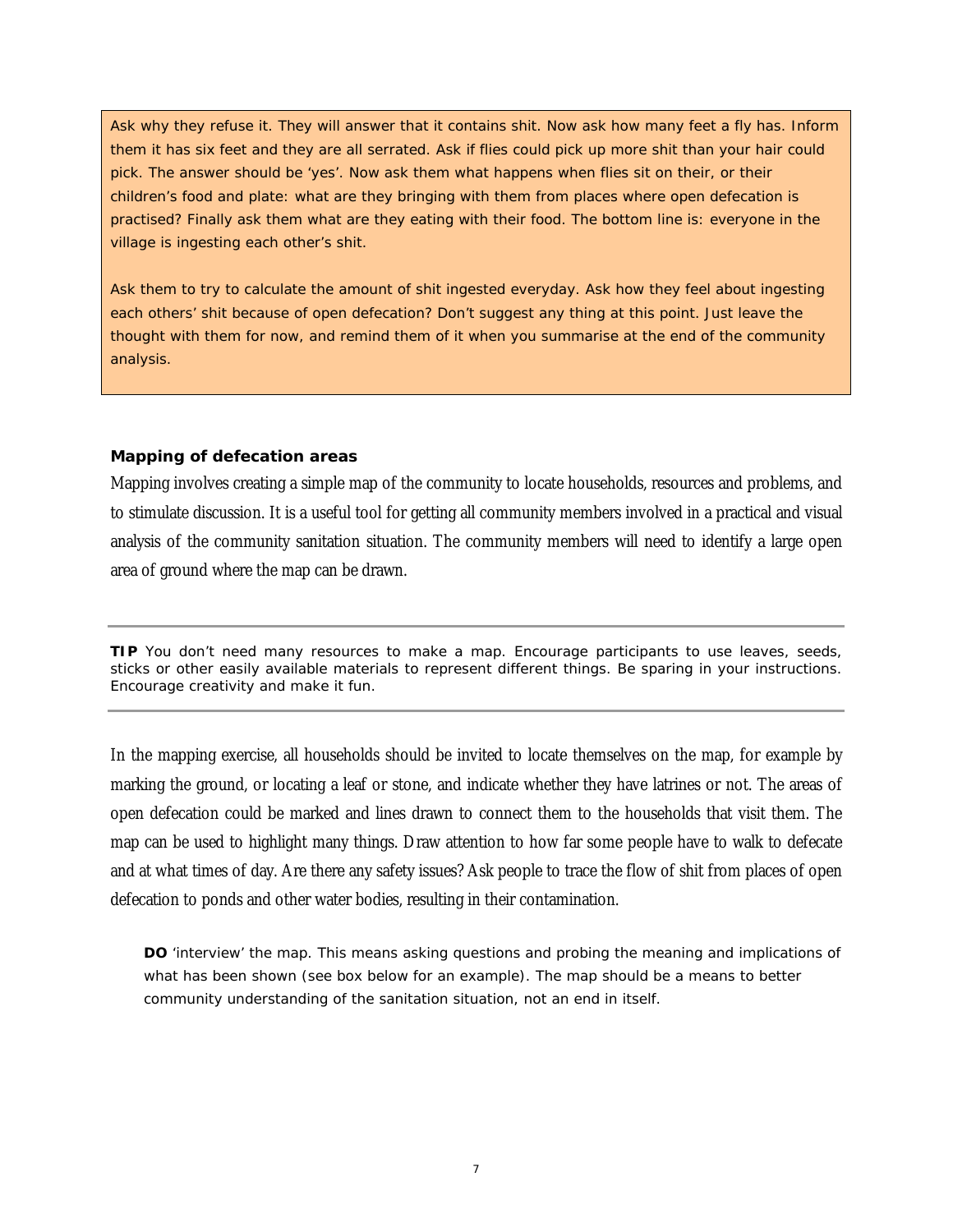Ask why they refuse it. They will answer that it contains shit. Now ask how many feet a fly has. Inform them it has six feet and they are all serrated. Ask if flies could pick up more shit than your hair could pick. The answer should be 'yes'. Now ask them what happens when flies sit on their, or their children's food and plate: what are they bringing with them from places where open defecation is practised? Finally ask them what are they eating with their food. The bottom line is: everyone in the village is ingesting each other's shit.

Ask them to try to calculate the amount of shit ingested everyday. Ask how they feel about ingesting each others' shit because of open defecation? Don't suggest any thing at this point. Just leave the thought with them for now, and remind them of it when you summarise at the end of the community analysis.

### Mapping of defecation areas

Mapping involves creating a simple map of the community to locate households, resources and problems, and to stimulate discussion. It is a useful tool for getting all community members involved in a practical and visual analysis of the community sanitation situation. The community members will need to identify a large open area of ground where the map can be drawn.

**TIP** You don't need many resources to make a map. Encourage participants to use leaves, seeds, sticks or other easily available materials to represent different things. Be sparing in your instructions. Encourage creativity and make it fun.

In the mapping exercise, all households should be invited to locate themselves on the map, for example by marking the ground, or locating a leaf or stone, and indicate whether they have latrines or not. The areas of open defecation could be marked and lines drawn to connect them to the households that visit them. The map can be used to highlight many things. Draw attention to how far some people have to walk to defecate and at what times of day. Are there any safety issues? Ask people to trace the flow of shit from places of open defecation to ponds and other water bodies, resulting in their contamination.

**DO** 'interview' the map. This means asking questions and probing the meaning and implications of what has been shown (see box below for an example). The map should be a means to better community understanding of the sanitation situation, not an end in itself.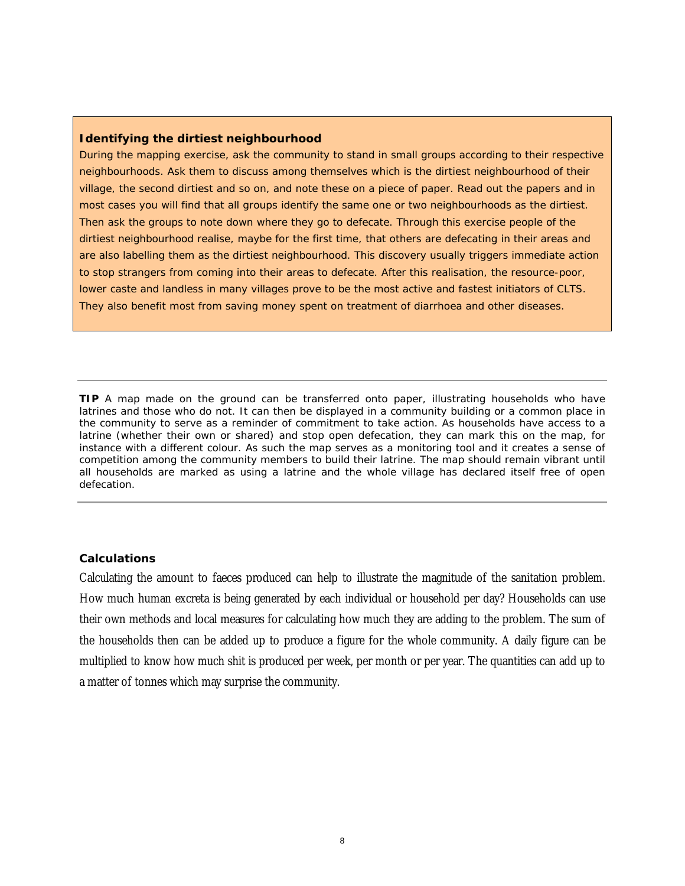**Identifying the dirtiest neighbourhood**

During the mapping exercise, ask the community to stand in small groups according to their respective neighbourhoods. Ask them to discuss among themselves which is the dirtiest neighbourhood of their village, the second dirtiest and so on, and note these on a piece of paper. Read out the papers and in most cases you will find that all groups identify the same one or two neighbourhoods as the dirtiest. Then ask the groups to note down where they go to defecate. Through this exercise people of the dirtiest neighbourhood realise, maybe for the first time, that others are defecating in their areas and are also labelling them as the dirtiest neighbourhood. This discovery usually triggers immediate action to stop strangers from coming into their areas to defecate. After this realisation, the resource-poor, lower caste and landless in many villages prove to be the most active and fastest initiators of CLTS. They also benefit most from saving money spent on treatment of diarrhoea and other diseases.

---

**TIP** A map made on the ground can be transferred onto paper, illustrating households who have latrines and those who do not. It can then be displayed in a community building or a common place in the community to serve as a reminder of commitment to take action. As households have access to a latrine (whether their own or shared) and stop open defecation, they can mark this on the map, for instance with a different colour. As such the map serves as a monitoring tool and it creates a sense of competition among the community members to build their latrine. The map should remain vibrant until all households are marked as using a latrine and the whole village has declared itself free of open defecation.

---

**Calculations**

Calculating the amount to faeces produced can help to illustrate the magnitude of the sanitation problem. How much human excreta is being generated by each individual or household per day? Households can use their own methods and local measures for calculating how much they are adding to the problem. The sum of the households then can be added up to produce a figure for the whole community. A daily figure can be multiplied to know how much shit is produced per week, per month or per year. The quantities can add up to a matter of tonnes which may surprise the community.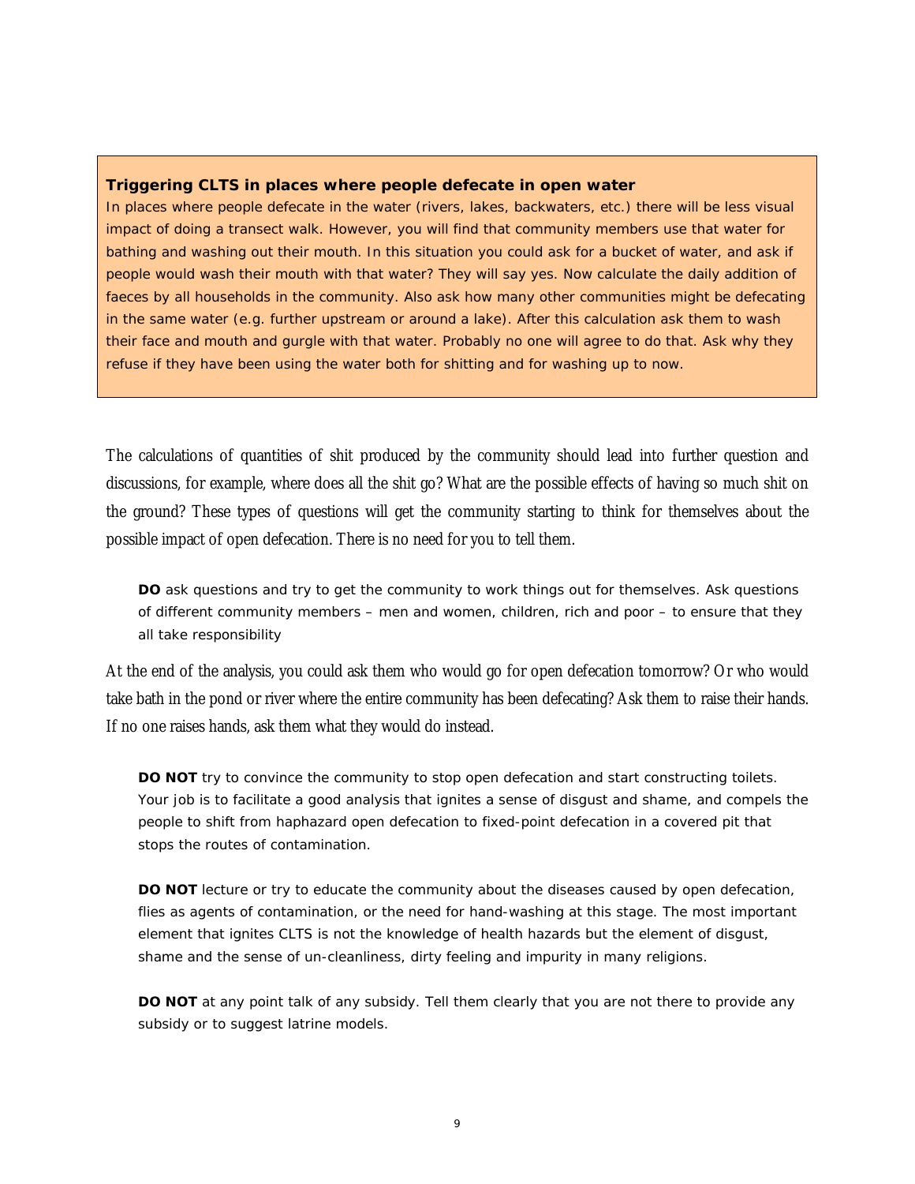**Triggering CLTS in places where people defecate in open water**

In places where people defecate in the water (rivers, lakes, backwaters, etc.) there will be less visual impact of doing a transect walk. However, you will find that community members use that water for bathing and washing out their mouth. In this situation you could ask for a bucket of water, and ask if people would wash their mouth with that water? They will say yes. Now calculate the daily addition of faeces by all households in the community. Also ask how many other communities might be defecating in the same water (e.g. further upstream or around a lake). After this calculation ask them to wash their face and mouth and gurgle with that water. Probably no one will agree to do that. Ask why they refuse if they have been using the water both for shitting and for washing up to now.

The calculations of quantities of shit produced by the community should lead into further question and discussions, for example, where does all the shit go? What are the possible effects of having so much shit on the ground? These types of questions will get the community starting to think for themselves about the possible impact of open defecation. There is no need for you to tell them.

> **DO** ask questions and try to get the community to work things out for themselves. Ask questions of different community members – men and women, children, rich and poor – to ensure that they all take responsibility

At the end of the analysis, you could ask them who would go for open defecation tomorrow? Or who would take bath in the pond or river where the entire community has been defecating? Ask them to raise their hands. If no one raises hands, ask them what they would do instead.

> **DO NOT** try to convince the community to stop open defecation and start constructing toilets. Your job is to facilitate a good analysis that ignites a sense of disgust and shame, and compels the people to shift from haphazard open defecation to fixed-point defecation in a covered pit that stops the routes of contamination.

> **DO NOT** lecture or try to educate the community about the diseases caused by open defecation, flies as agents of contamination, or the need for hand-washing at this stage. The most important element that ignites CLTS is not the knowledge of health hazards but the element of disgust, shame and the sense of un-cleanliness, dirty feeling and impurity in many religions.

> **DO NOT** at any point talk of any subsidy. Tell them clearly that you are not there to provide any subsidy or to suggest latrine models.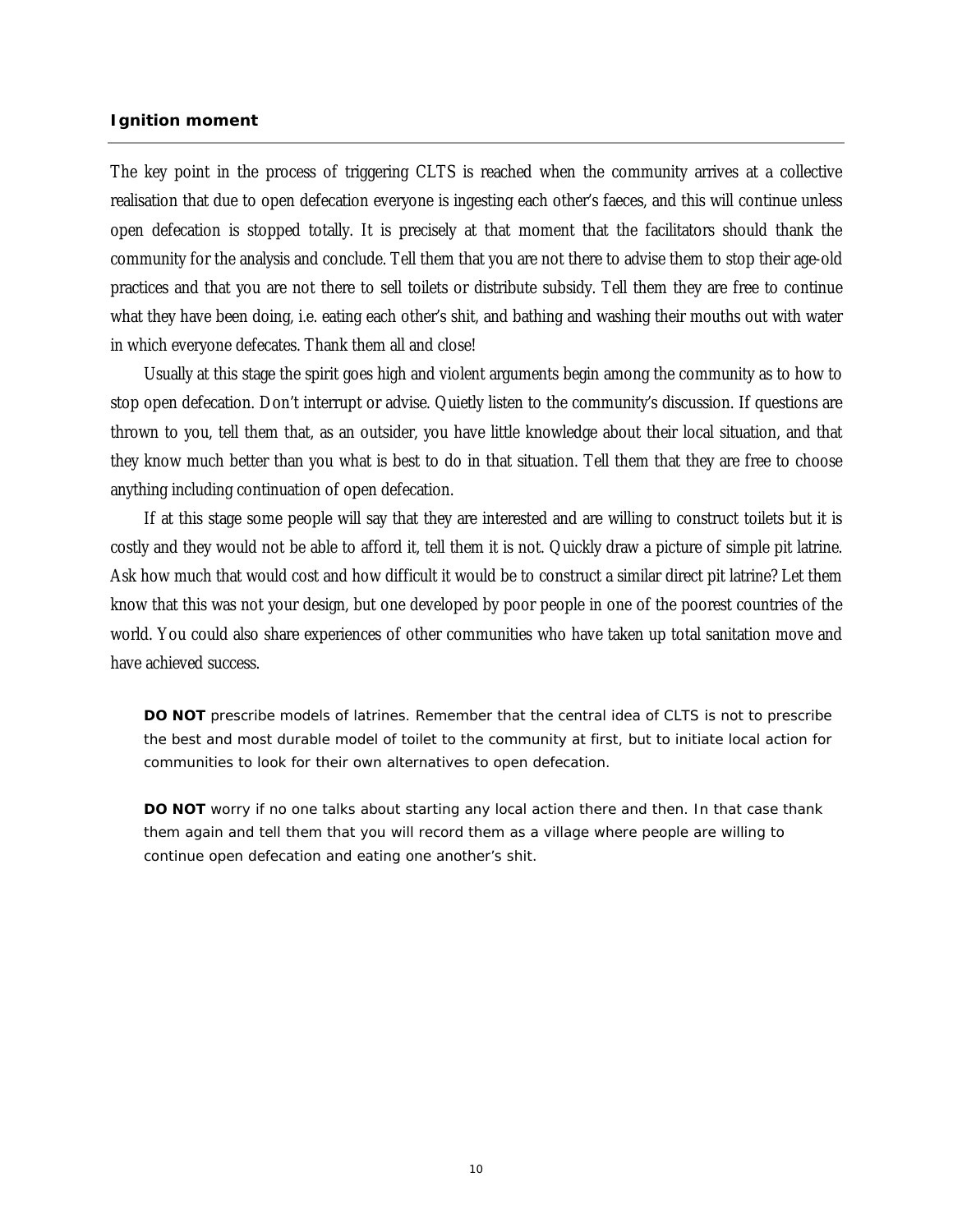### Ignition moment

The key point in the process of triggering CLTS is reached when the community arrives at a collective realisation that due to open defecation everyone is ingesting each other's faeces, and this will continue unless open defecation is stopped totally. It is precisely at that moment that the facilitators should thank the community for the analysis and conclude. Tell them that you are not there to advise them to stop their age-old practices and that you are not there to sell toilets or distribute subsidy. Tell them they are free to continue what they have been doing, i.e. eating each other's shit, and bathing and washing their mouths out with water in which everyone defecates. Thank them all and close!

Usually at this stage the spirit goes high and violent arguments begin among the community as to how to stop open defecation. Don't interrupt or advise. Quietly listen to the community's discussion. If questions are thrown to you, tell them that, as an outsider, you have little knowledge about their local situation, and that they know much better than you what is best to do in that situation. Tell them that they are free to choose anything including continuation of open defecation.

If at this stage some people will say that they are interested and are willing to construct toilets but it is costly and they would not be able to afford it, tell them it is not. Quickly draw a picture of simple pit latrine. Ask how much that would cost and how difficult it would be to construct a similar direct pit latrine? Let them know that this was not your design, but one developed by poor people in one of the poorest countries of the world. You could also share experiences of other communities who have taken up total sanitation move and have achieved success.

**DO NOT** prescribe models of latrines. Remember that the central idea of CLTS is not to prescribe the best and most durable model of toilet to the community at first, but to initiate local action for communities to look for their own alternatives to open defecation.

**DO NOT** worry if no one talks about starting any local action there and then. In that case thank them again and tell them that you will record them as a village where people are willing to continue open defecation and eating one another's shit.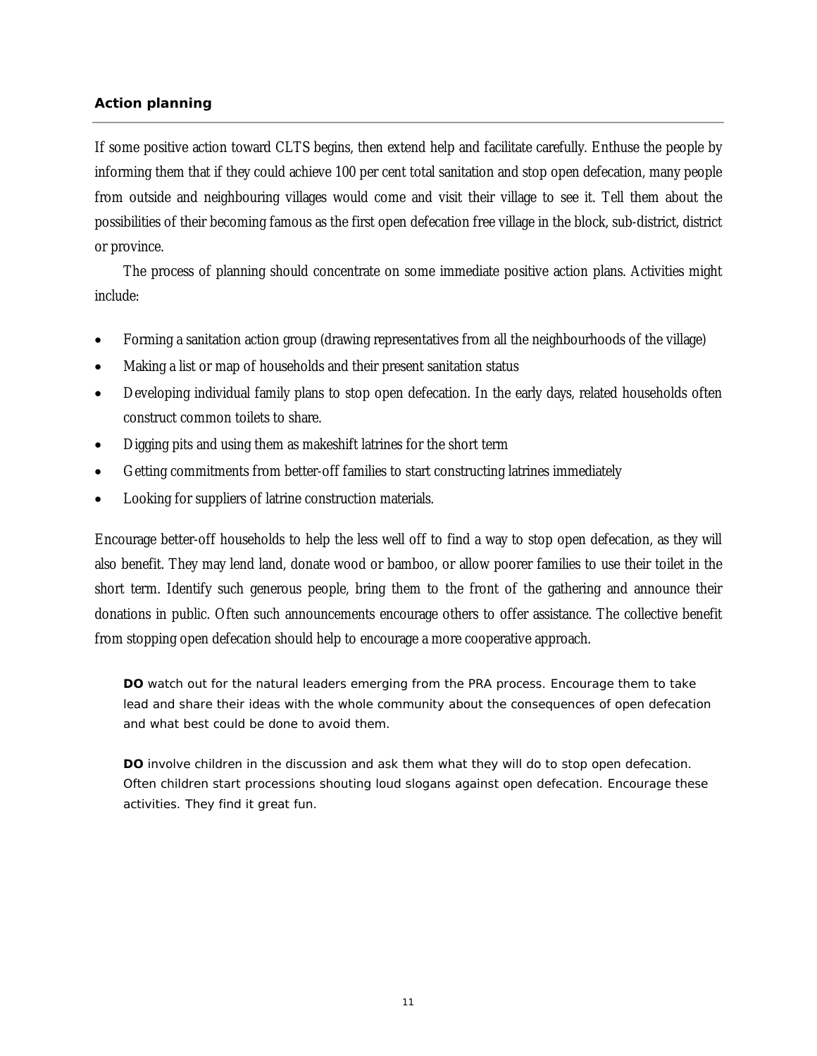### Action planning

If some positive action toward CLTS begins, then extend help and facilitate carefully. Enthuse the people by informing them that if they could achieve 100 per cent total sanitation and stop open defecation, many people from outside and neighbouring villages would come and visit their village to see it. Tell them about the possibilities of their becoming famous as the first open defecation free village in the block, sub-district, district or province.

The process of planning should concentrate on some immediate positive action plans. Activities might include:

- Forming a sanitation action group (drawing representatives from all the neighbourhoods of the village)
- Making a list or map of households and their present sanitation status
- Developing individual family plans to stop open defecation. In the early days, related households often construct common toilets to share.
- Digging pits and using them as makeshift latrines for the short term
- Getting commitments from better-off families to start constructing latrines immediately
- Looking for suppliers of latrine construction materials.

Encourage better-off households to help the less well off to find a way to stop open defecation, as they will also benefit. They may lend land, donate wood or bamboo, or allow poorer families to use their toilet in the short term. Identify such generous people, bring them to the front of the gathering and announce their donations in public. Often such announcements encourage others to offer assistance. The collective benefit from stopping open defecation should help to encourage a more cooperative approach.

**DO** watch out for the natural leaders emerging from the PRA process. Encourage them to take lead and share their ideas with the whole community about the consequences of open defecation and what best could be done to avoid them.

**DO** involve children in the discussion and ask them what they will do to stop open defecation. Often children start processions shouting loud slogans against open defecation. Encourage these activities. They find it great fun.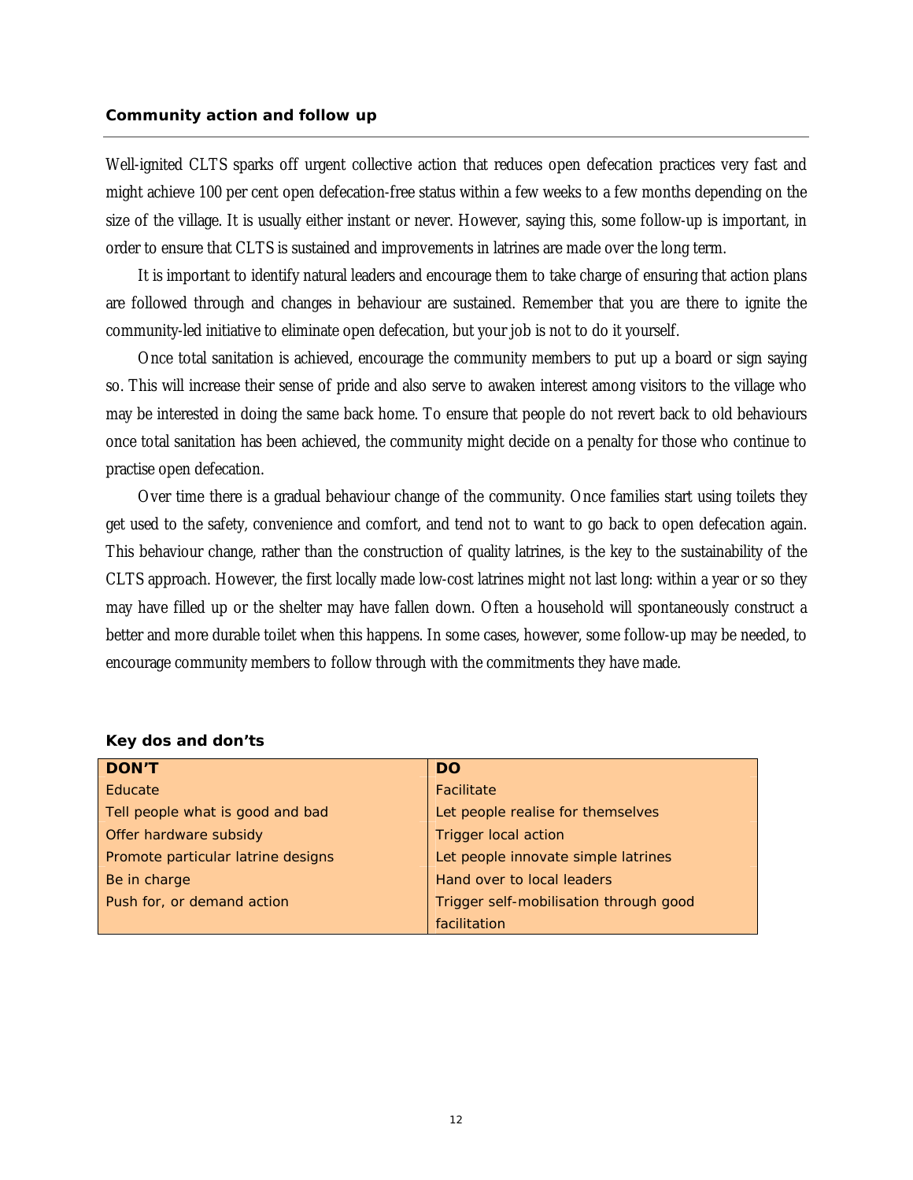### Community action and follow up

Well-ignited CLTS sparks off urgent collective action that reduces open defecation practices very fast and might achieve 100 per cent open defecation-free status within a few weeks to a few months depending on the size of the village. It is usually either instant or never. However, saying this, some follow-up is important, in order to ensure that CLTS is sustained and improvements in latrines are made over the long term.

It is important to identify natural leaders and encourage them to take charge of ensuring that action plans are followed through and changes in behaviour are sustained. Remember that you are there to ignite the community-led initiative to eliminate open defecation, but your job is not to do it yourself.

Once total sanitation is achieved, encourage the community members to put up a board or sign saying so. This will increase their sense of pride and also serve to awaken interest among visitors to the village who may be interested in doing the same back home. To ensure that people do not revert back to old behaviours once total sanitation has been achieved, the community might decide on a penalty for those who continue to practise open defecation.

Over time there is a gradual behaviour change of the community. Once families start using toilets they get used to the safety, convenience and comfort, and tend not to want to go back to open defecation again. This behaviour change, rather than the construction of quality latrines, is the key to the sustainability of the CLTS approach. However, the first locally made low-cost latrines might not last long: within a year or so they may have filled up or the shelter may have fallen down. Often a household will spontaneously construct a better and more durable toilet when this happens. In some cases, however, some follow-up may be needed, to encourage community members to follow through with the commitments they have made.

### Key dos and don'ts

| DON'T | DO |
|---|---|
| Educate | Facilitate |
| Tell people what is good and bad | Let people realise for themselves |
| Offer hardware subsidy | Trigger local action |
| Promote particular latrine designs | Let people innovate simple latrines |
| Be in charge | Hand over to local leaders |
| Push for, or demand action | Trigger self-mobilisation through good facilitation |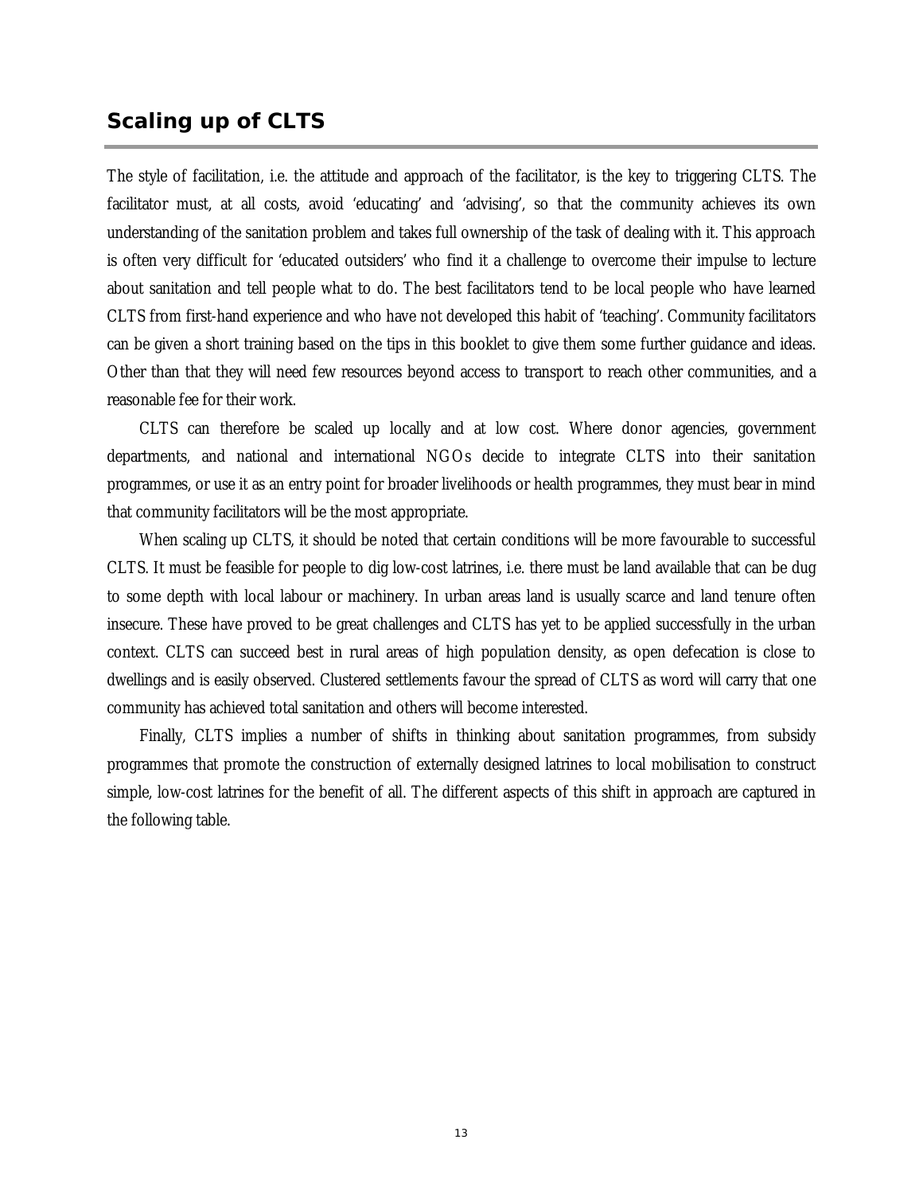## Scaling up of CLTS

The style of facilitation, i.e. the attitude and approach of the facilitator, is the key to triggering CLTS. The facilitator must, at all costs, avoid 'educating' and 'advising', so that the community achieves its own understanding of the sanitation problem and takes full ownership of the task of dealing with it. This approach is often very difficult for 'educated outsiders' who find it a challenge to overcome their impulse to lecture about sanitation and tell people what to do. The best facilitators tend to be local people who have learned CLTS from first-hand experience and who have not developed this habit of 'teaching'. Community facilitators can be given a short training based on the tips in this booklet to give them some further guidance and ideas. Other than that they will need few resources beyond access to transport to reach other communities, and a reasonable fee for their work.

CLTS can therefore be scaled up locally and at low cost. Where donor agencies, government departments, and national and international NGOs decide to integrate CLTS into their sanitation programmes, or use it as an entry point for broader livelihoods or health programmes, they must bear in mind that community facilitators will be the most appropriate.

When scaling up CLTS, it should be noted that certain conditions will be more favourable to successful CLTS. It must be feasible for people to dig low-cost latrines, i.e. there must be land available that can be dug to some depth with local labour or machinery. In urban areas land is usually scarce and land tenure often insecure. These have proved to be great challenges and CLTS has yet to be applied successfully in the urban context. CLTS can succeed best in rural areas of high population density, as open defecation is close to dwellings and is easily observed. Clustered settlements favour the spread of CLTS as word will carry that one community has achieved total sanitation and others will become interested.

Finally, CLTS implies a number of shifts in thinking about sanitation programmes, from subsidy programmes that promote the construction of externally designed latrines to local mobilisation to construct simple, low-cost latrines for the benefit of all. The different aspects of this shift in approach are captured in the following table.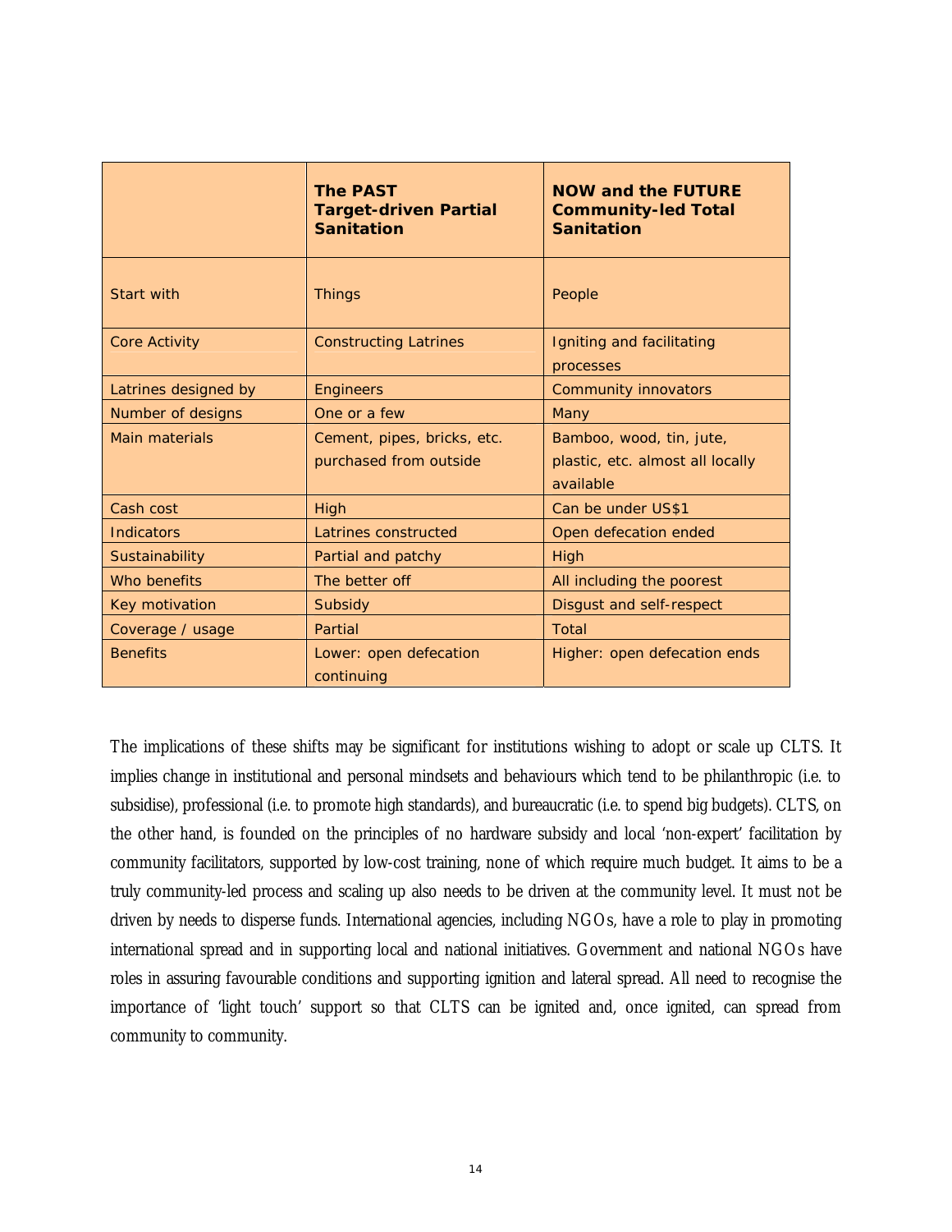| | The PAST<br>Target-driven Partial Sanitation | NOW and the FUTURE<br>Community-led Total Sanitation |
|---|---|---|
| Start with | Things | People |
| Core Activity | Constructing Latrines | Igniting and facilitating processes |
| Latrines designed by | Engineers | Community innovators |
| Number of designs | One or a few | Many |
| Main materials | Cement, pipes, bricks, etc. purchased from outside | Bamboo, wood, tin, jute, plastic, etc. almost all locally available |
| Cash cost | High | Can be under US$1 |
| Indicators | Latrines constructed | Open defecation ended |
| Sustainability | Partial and patchy | High |
| Who benefits | The better off | All including the poorest |
| Key motivation | Subsidy | Disgust and self-respect |
| Coverage / usage | Partial | Total |
| Benefits | Lower: open defecation continuing | Higher: open defecation ends |

The implications of these shifts may be significant for institutions wishing to adopt or scale up CLTS. It implies change in institutional and personal mindsets and behaviours which tend to be philanthropic (i.e. to subsidise), professional (i.e. to promote high standards), and bureaucratic (i.e. to spend big budgets). CLTS, on the other hand, is founded on the principles of no hardware subsidy and local 'non-expert' facilitation by community facilitators, supported by low-cost training, none of which require much budget. It aims to be a truly community-led process and scaling up also needs to be driven at the community level. It must not be driven by needs to disperse funds. International agencies, including NGOs, have a role to play in promoting international spread and in supporting local and national initiatives. Government and national NGOs have roles in assuring favourable conditions and supporting ignition and lateral spread. All need to recognise the importance of 'light touch' support so that CLTS can be ignited and, once ignited, can spread from community to community.